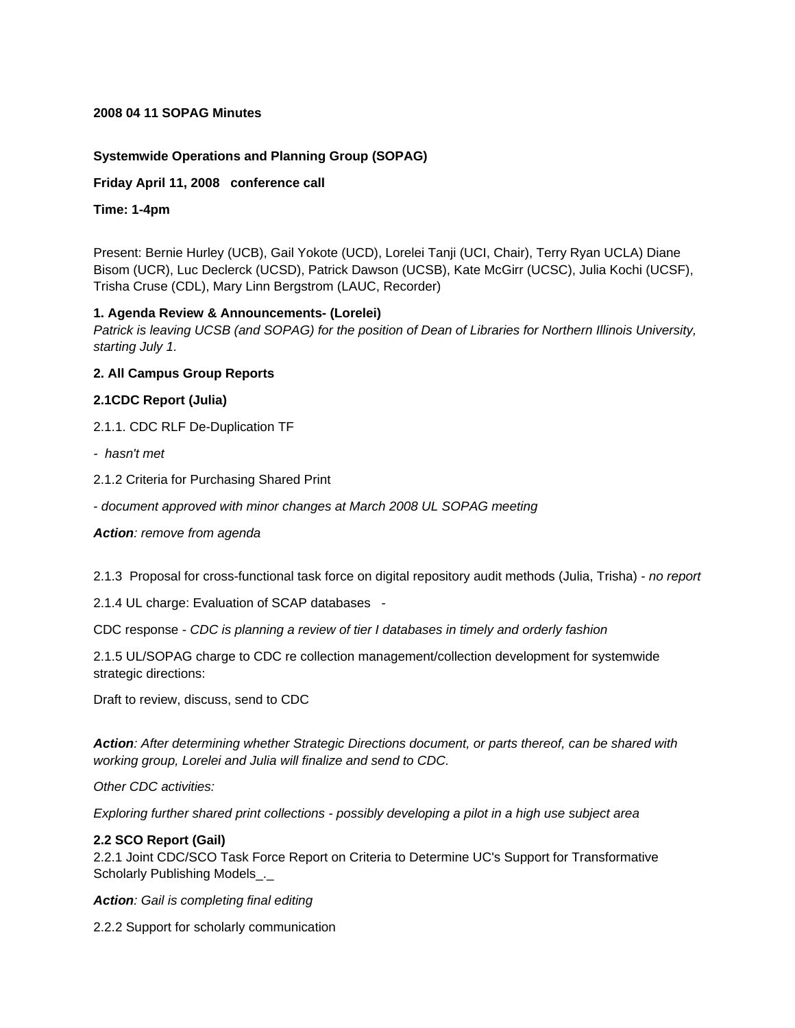**2008 04 11 SOPAG Minutes**

**Systemwide Operations and Planning Group (SOPAG)**

**Friday April 11, 2008 conference call**

**Time: 1-4pm**

Present: Bernie Hurley (UCB), Gail Yokote (UCD), Lorelei Tanji (UCI, Chair), Terry Ryan UCLA) Diane Bisom (UCR), Luc Declerck (UCSD), Patrick Dawson (UCSB), Kate McGirr (UCSC), Julia Kochi (UCSF), Trisha Cruse (CDL), Mary Linn Bergstrom (LAUC, Recorder)

**1. Agenda Review & Announcements- (Lorelei)**

*Patrick is leaving UCSB (and SOPAG) for the position of Dean of Libraries for Northern Illinois University, starting July 1.*

**2. All Campus Group Reports**

**2.1CDC Report (Julia)**

2.1.1. CDC RLF De-Duplication TF

- *hasn't met*

2.1.2 Criteria for Purchasing Shared Print

- *document approved with minor changes at March 2008 UL SOPAG meeting*

***Action****: remove from agenda*

2.1.3 Proposal for cross-functional task force on digital repository audit methods (Julia, Trisha) - *no report*

2.1.4 UL charge: Evaluation of SCAP databases -

CDC response - *CDC is planning a review of tier I databases in timely and orderly fashion*

2.1.5 UL/SOPAG charge to CDC re collection management/collection development for systemwide strategic directions:

Draft to review, discuss, send to CDC

***Action****: After determining whether Strategic Directions document, or parts thereof, can be shared with working group, Lorelei and Julia will finalize and send to CDC.*

*Other CDC activities:*

*Exploring further shared print collections - possibly developing a pilot in a high use subject area*

**2.2 SCO Report (Gail)**

2.2.1 Joint CDC/SCO Task Force Report on Criteria to Determine UC's Support for Transformative Scholarly Publishing Models_._

***Action****: Gail is completing final editing*

2.2.2 Support for scholarly communication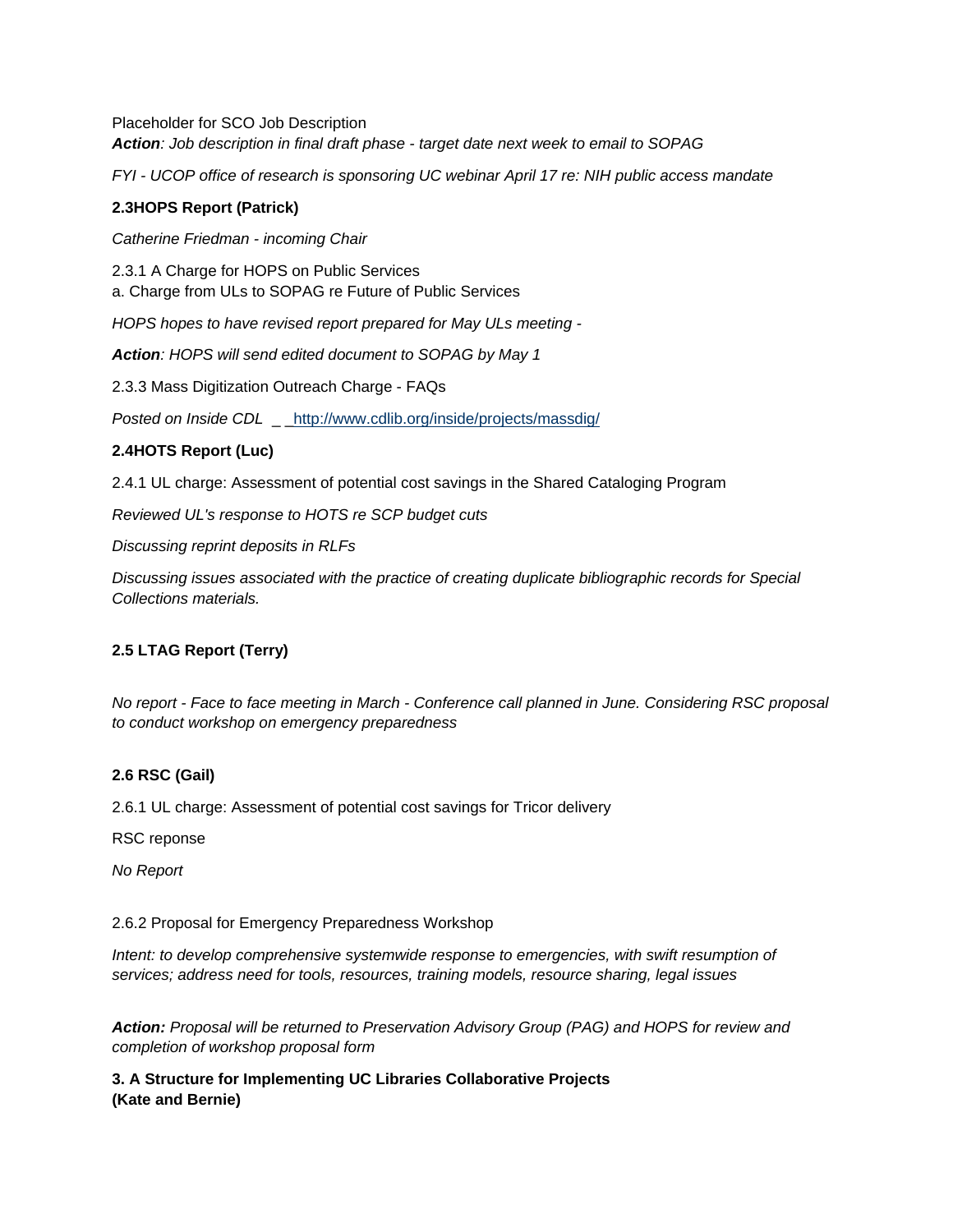Placeholder for SCO Job Description
***Action**: Job description in final draft phase - target date next week to email to SOPAG*

*FYI - UCOP office of research is sponsoring UC webinar April 17 re: NIH public access mandate*

**2.3HOPS Report (Patrick)**

*Catherine Friedman - incoming Chair*

2.3.1 A Charge for HOPS on Public Services
a. Charge from ULs to SOPAG re Future of Public Services

*HOPS hopes to have revised report prepared for May ULs meeting -*

***Action**: HOPS will send edited document to SOPAG by May 1*

2.3.3 Mass Digitization Outreach Charge - FAQs

*Posted on Inside CDL* _ _http://www.cdlib.org/inside/projects/massdig/

**2.4HOTS Report (Luc)**

2.4.1 UL charge: Assessment of potential cost savings in the Shared Cataloging Program

*Reviewed UL's response to HOTS re SCP budget cuts*

*Discussing reprint deposits in RLFs*

*Discussing issues associated with the practice of creating duplicate bibliographic records for Special Collections materials.*

**2.5 LTAG Report (Terry)**

*No report - Face to face meeting in March - Conference call planned in June. Considering RSC proposal to conduct workshop on emergency preparedness*

**2.6 RSC (Gail)**

2.6.1 UL charge: Assessment of potential cost savings for Tricor delivery

RSC reponse

*No Report*

2.6.2 Proposal for Emergency Preparedness Workshop

*Intent: to develop comprehensive systemwide response to emergencies, with swift resumption of services; address need for tools, resources, training models, resource sharing, legal issues*

***Action:** Proposal will be returned to Preservation Advisory Group (PAG) and HOPS for review and completion of workshop proposal form*

**3. A Structure for Implementing UC Libraries Collaborative Projects (Kate and Bernie)**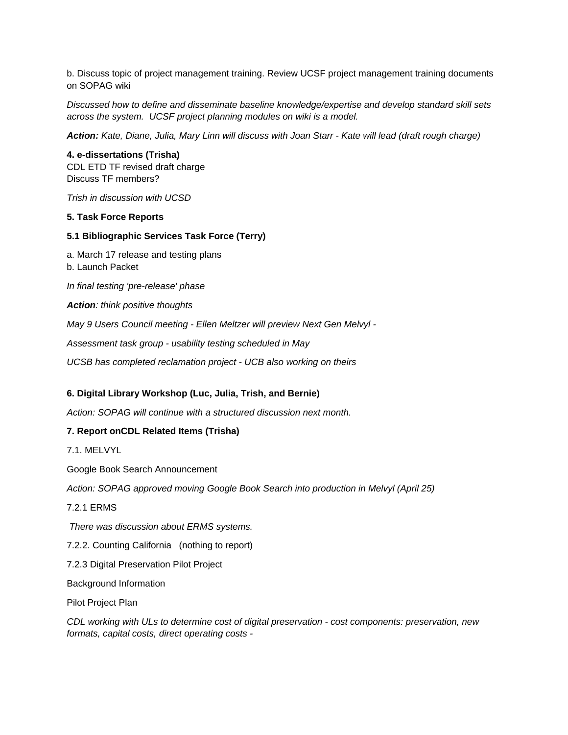b. Discuss topic of project management training. Review UCSF project management training documents on SOPAG wiki

*Discussed how to define and disseminate baseline knowledge/expertise and develop standard skill sets across the system. UCSF project planning modules on wiki is a model.*

***Action:*** *Kate, Diane, Julia, Mary Linn will discuss with Joan Starr - Kate will lead (draft rough charge)*

**4. e-dissertations (Trisha)**
CDL ETD TF revised draft charge
Discuss TF members?

*Trish in discussion with UCSD*

**5. Task Force Reports**

**5.1 Bibliographic Services Task Force (Terry)**

a. March 17 release and testing plans
b. Launch Packet

*In final testing 'pre-release' phase*

***Action****: think positive thoughts*

*May 9 Users Council meeting - Ellen Meltzer will preview Next Gen Melvyl -*

*Assessment task group - usability testing scheduled in May*

*UCSB has completed reclamation project - UCB also working on theirs*

**6. Digital Library Workshop (Luc, Julia, Trish, and Bernie)**

*Action: SOPAG will continue with a structured discussion next month.*

**7. Report onCDL Related Items (Trisha)**

7.1. MELVYL

Google Book Search Announcement

*Action: SOPAG approved moving Google Book Search into production in Melvyl (April 25)*

7.2.1 ERMS

*There was discussion about ERMS systems.*

7.2.2. Counting California (nothing to report)

7.2.3 Digital Preservation Pilot Project

Background Information

Pilot Project Plan

*CDL working with ULs to determine cost of digital preservation - cost components: preservation, new formats, capital costs, direct operating costs -*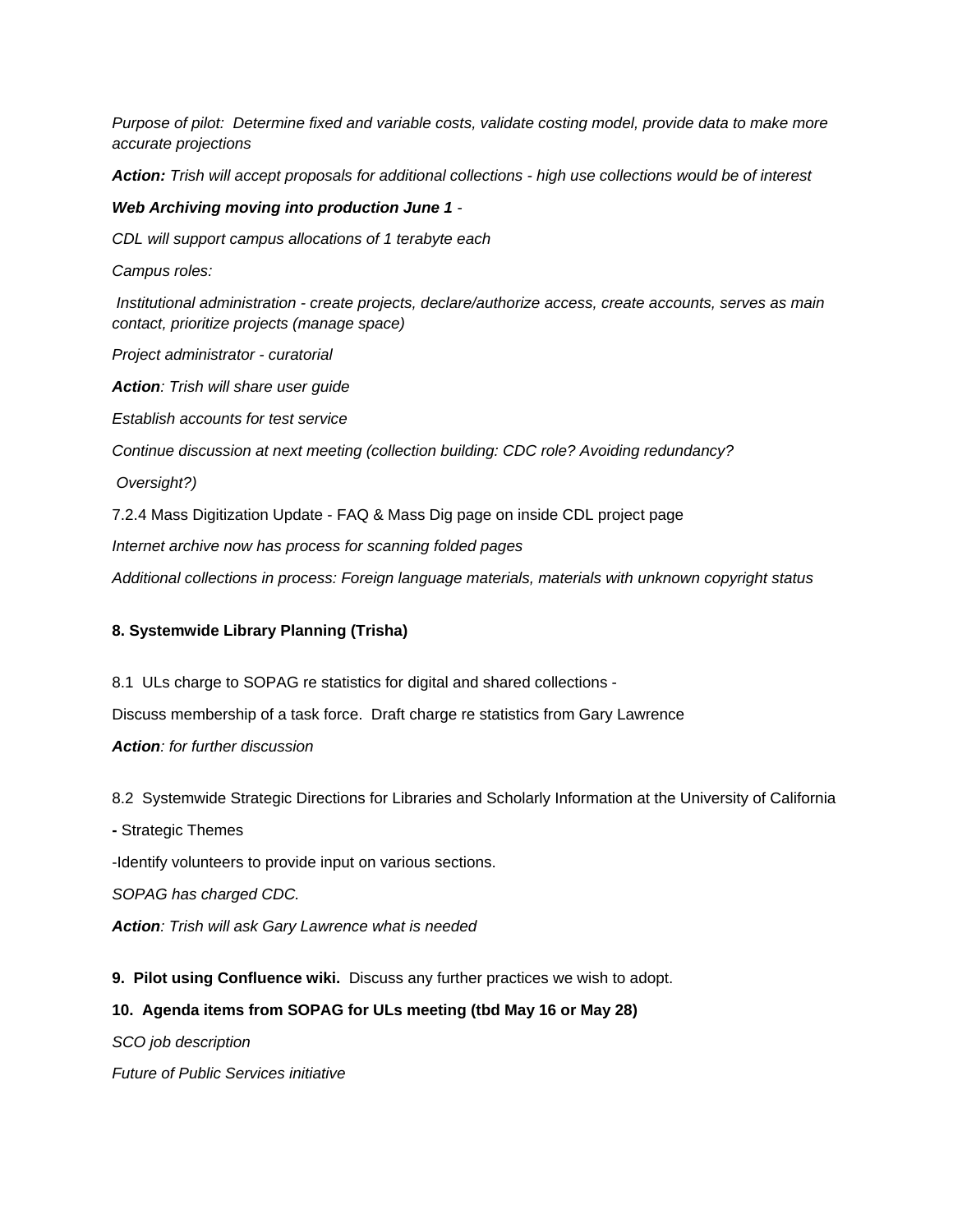*Purpose of pilot: Determine fixed and variable costs, validate costing model, provide data to make more accurate projections*

***Action:*** *Trish will accept proposals for additional collections - high use collections would be of interest*

***Web Archiving moving into production June 1*** *-*

*CDL will support campus allocations of 1 terabyte each*

*Campus roles:*

*Institutional administration - create projects, declare/authorize access, create accounts, serves as main contact, prioritize projects (manage space)*

*Project administrator - curatorial*

***Action****: Trish will share user guide*

*Establish accounts for test service*

*Continue discussion at next meeting (collection building: CDC role? Avoiding redundancy?*

*Oversight?)*

7.2.4 Mass Digitization Update - FAQ & Mass Dig page on inside CDL project page

*Internet archive now has process for scanning folded pages*

*Additional collections in process: Foreign language materials, materials with unknown copyright status*

**8. Systemwide Library Planning (Trisha)**

8.1 ULs charge to SOPAG re statistics for digital and shared collections -

Discuss membership of a task force. Draft charge re statistics from Gary Lawrence

***Action****: for further discussion*

8.2 Systemwide Strategic Directions for Libraries and Scholarly Information at the University of California

**-** Strategic Themes

-Identify volunteers to provide input on various sections.

*SOPAG has charged CDC.*

***Action****: Trish will ask Gary Lawrence what is needed*

**9. Pilot using Confluence wiki.** Discuss any further practices we wish to adopt.

**10. Agenda items from SOPAG for ULs meeting (tbd May 16 or May 28)**

*SCO job description*

*Future of Public Services initiative*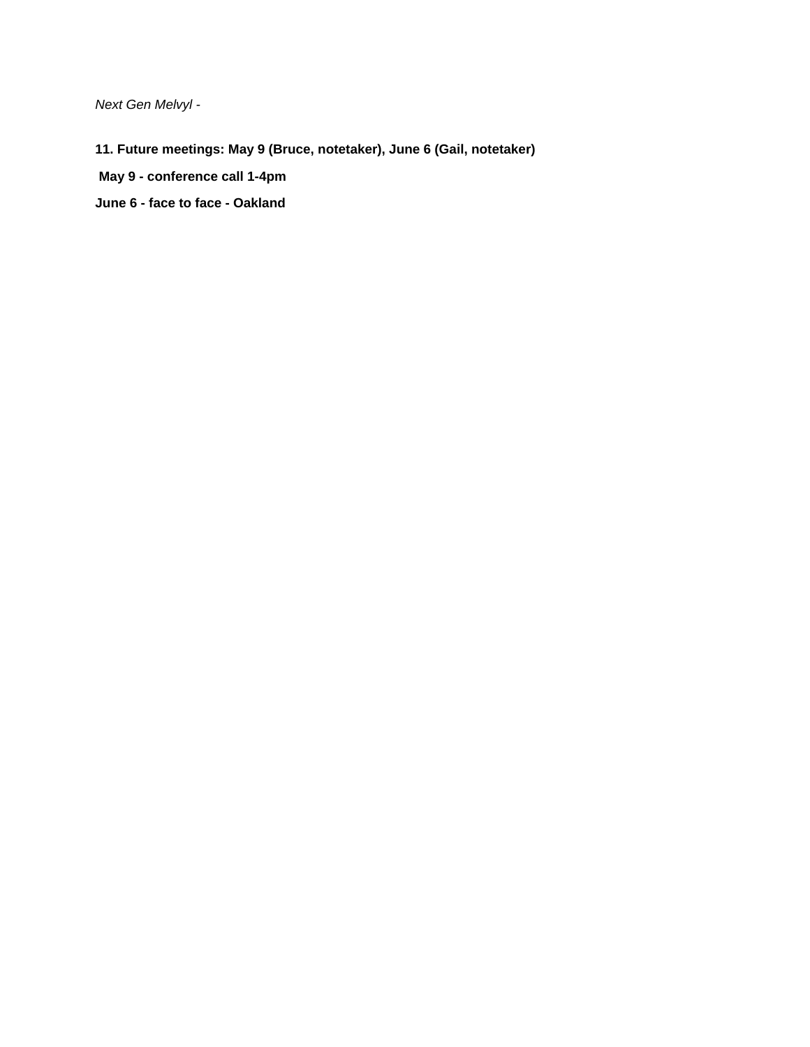*Next Gen Melvyl -*

**11. Future meetings: May 9 (Bruce, notetaker), June 6 (Gail, notetaker)**

**May 9 - conference call 1-4pm**

**June 6 - face to face - Oakland**